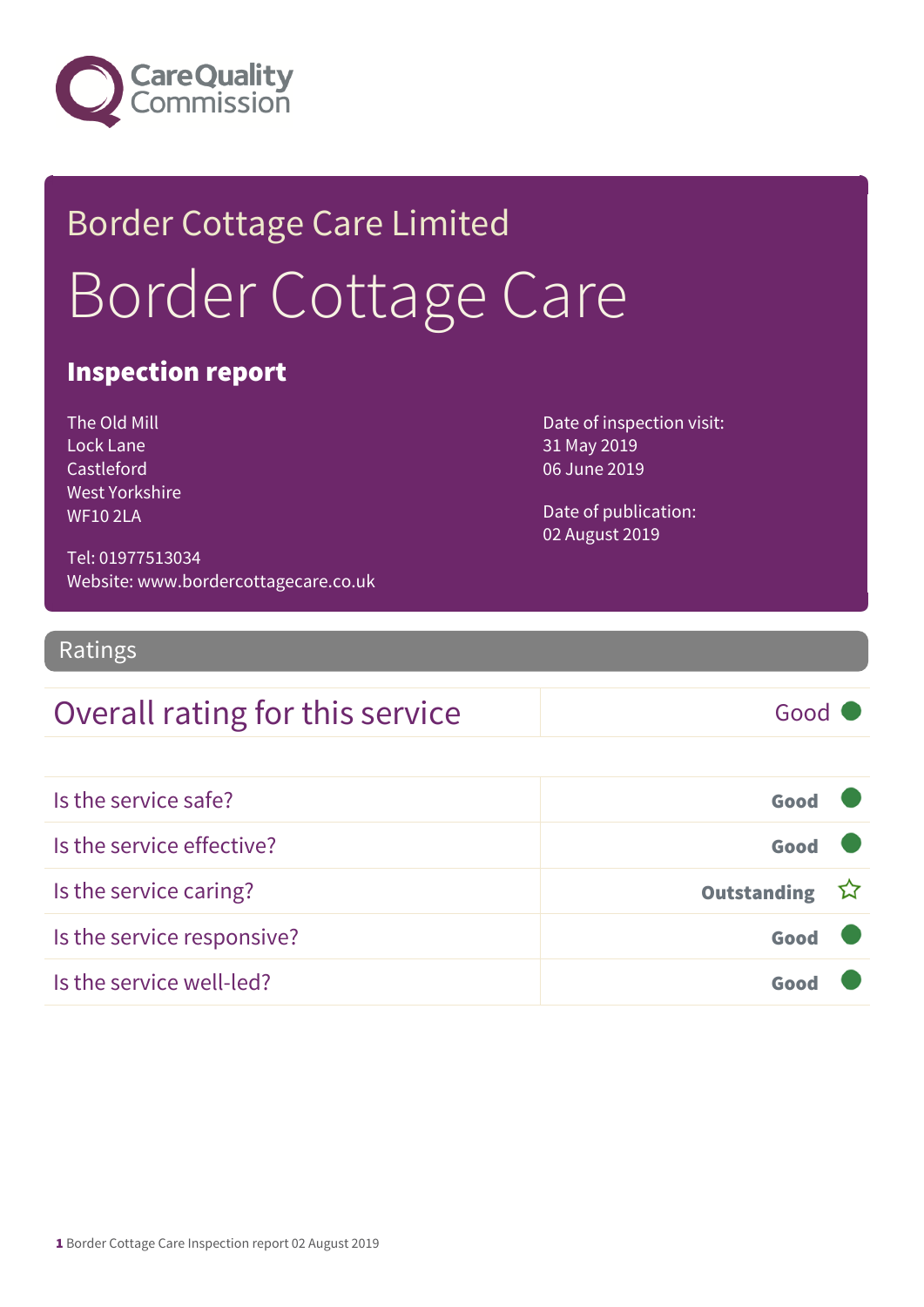Care Quality Commission

# Border Cottage Care Limited

# Border Cottage Care

## Inspection report

The Old Mill
Lock Lane
Castleford
West Yorkshire
WF10 2LA

Tel: 01977513034
Website: www.bordercottagecare.co.uk

Date of inspection visit:
31 May 2019
06 June 2019

Date of publication:
02 August 2019

## Ratings

| Overall rating for this service | Good |
|---|---|

| | |
|---|---|
| Is the service safe? | **Good** |
| Is the service effective? | **Good** |
| Is the service caring? | **Outstanding** |
| Is the service responsive? | **Good** |
| Is the service well-led? | **Good** |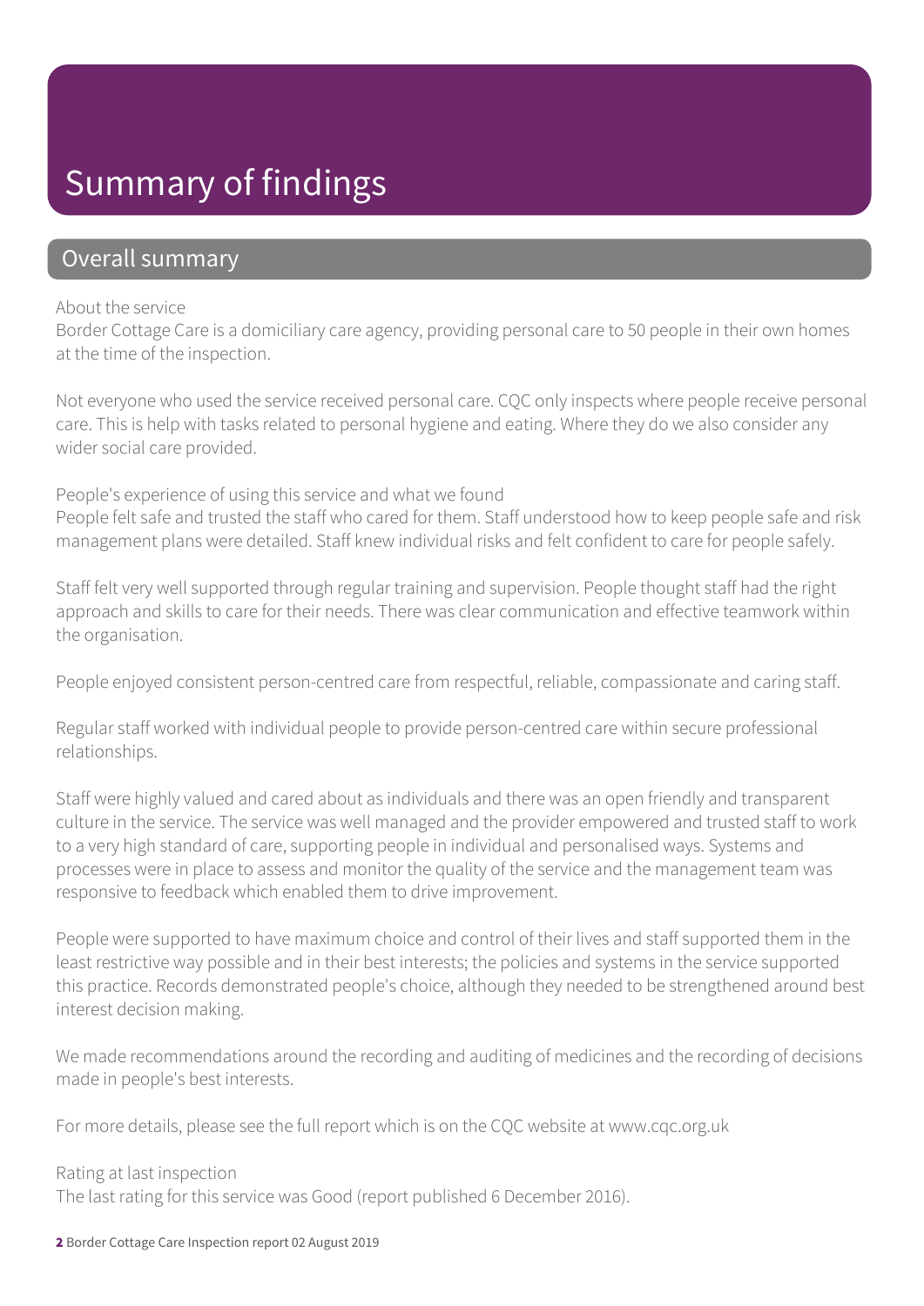# Summary of findings

## Overall summary

About the service
Border Cottage Care is a domiciliary care agency, providing personal care to 50 people in their own homes at the time of the inspection.

Not everyone who used the service received personal care. CQC only inspects where people receive personal care. This is help with tasks related to personal hygiene and eating. Where they do we also consider any wider social care provided.

People's experience of using this service and what we found
People felt safe and trusted the staff who cared for them. Staff understood how to keep people safe and risk management plans were detailed. Staff knew individual risks and felt confident to care for people safely.

Staff felt very well supported through regular training and supervision. People thought staff had the right approach and skills to care for their needs. There was clear communication and effective teamwork within the organisation.

People enjoyed consistent person-centred care from respectful, reliable, compassionate and caring staff.

Regular staff worked with individual people to provide person-centred care within secure professional relationships.

Staff were highly valued and cared about as individuals and there was an open friendly and transparent culture in the service. The service was well managed and the provider empowered and trusted staff to work to a very high standard of care, supporting people in individual and personalised ways. Systems and processes were in place to assess and monitor the quality of the service and the management team was responsive to feedback which enabled them to drive improvement.

People were supported to have maximum choice and control of their lives and staff supported them in the least restrictive way possible and in their best interests; the policies and systems in the service supported this practice. Records demonstrated people's choice, although they needed to be strengthened around best interest decision making.

We made recommendations around the recording and auditing of medicines and the recording of decisions made in people's best interests.

For more details, please see the full report which is on the CQC website at www.cqc.org.uk

Rating at last inspection
The last rating for this service was Good (report published 6 December 2016).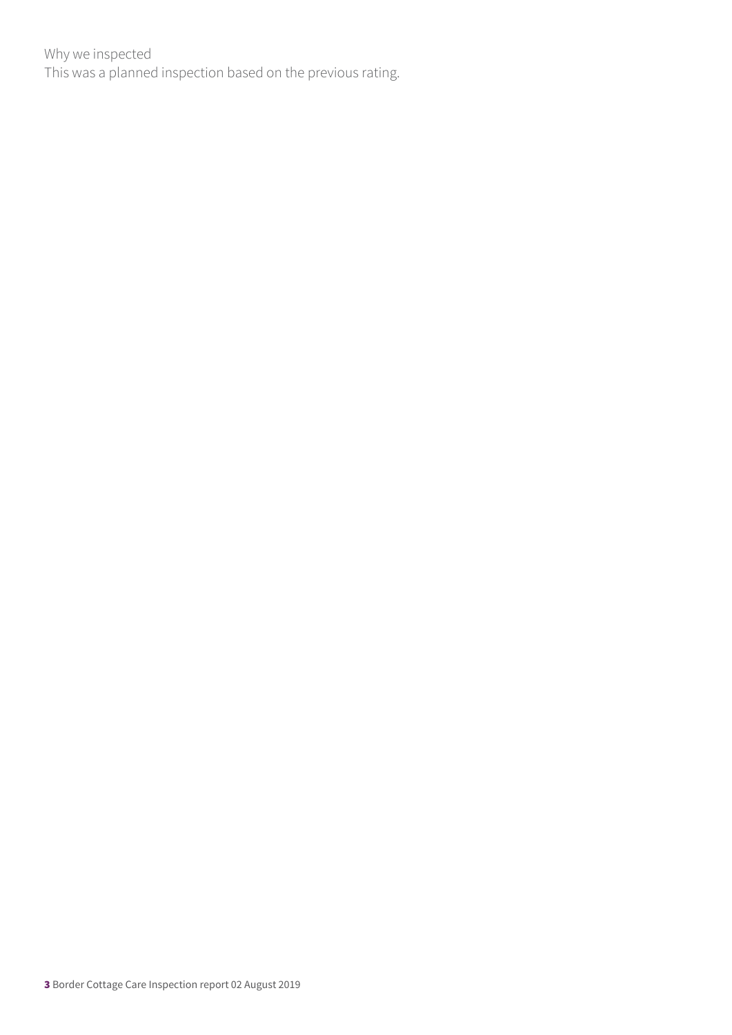Why we inspected
This was a planned inspection based on the previous rating.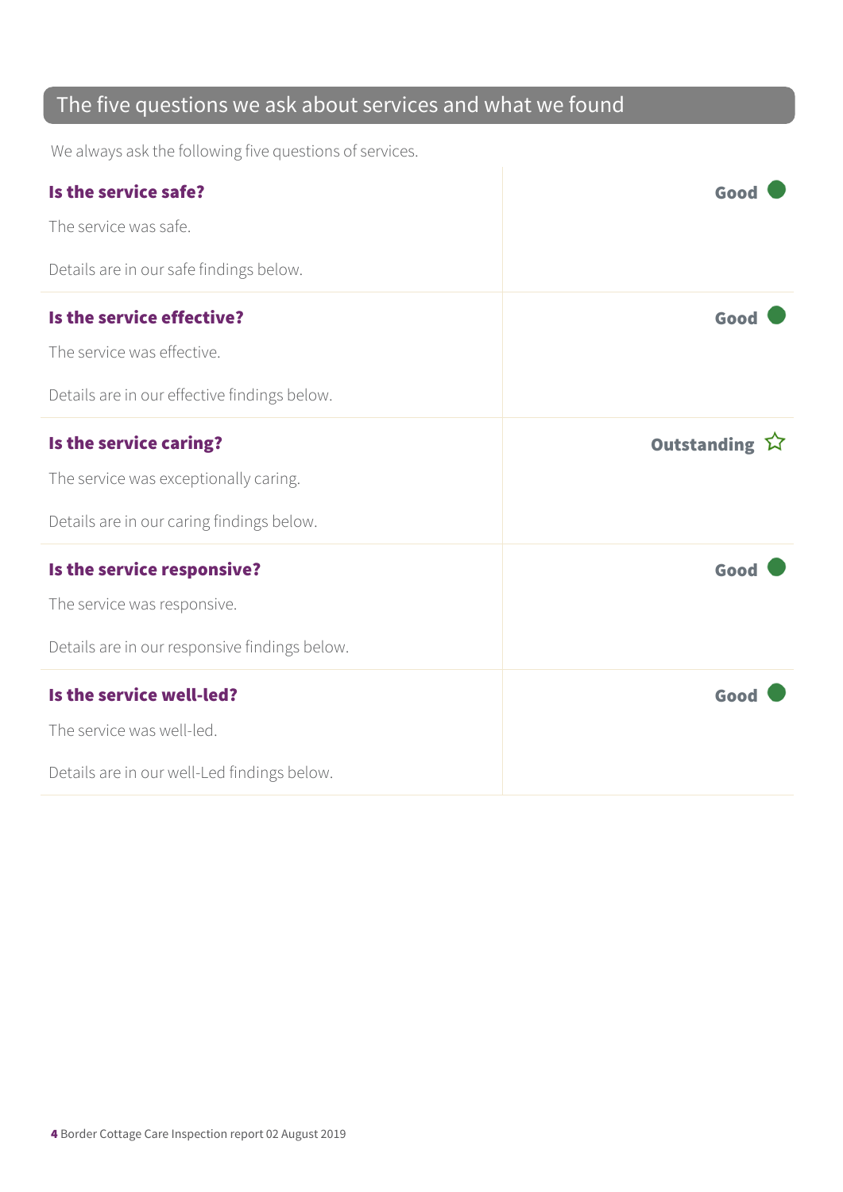## The five questions we ask about services and what we found

We always ask the following five questions of services.

| | |
|---|---|
| **Is the service safe?**<br><br>The service was safe.<br><br>Details are in our safe findings below. | **Good** |
| **Is the service effective?**<br><br>The service was effective.<br><br>Details are in our effective findings below. | **Good** |
| **Is the service caring?**<br><br>The service was exceptionally caring.<br><br>Details are in our caring findings below. | **Outstanding** ☆ |
| **Is the service responsive?**<br><br>The service was responsive.<br><br>Details are in our responsive findings below. | **Good** |
| **Is the service well-led?**<br><br>The service was well-led.<br><br>Details are in our well-Led findings below. | **Good** |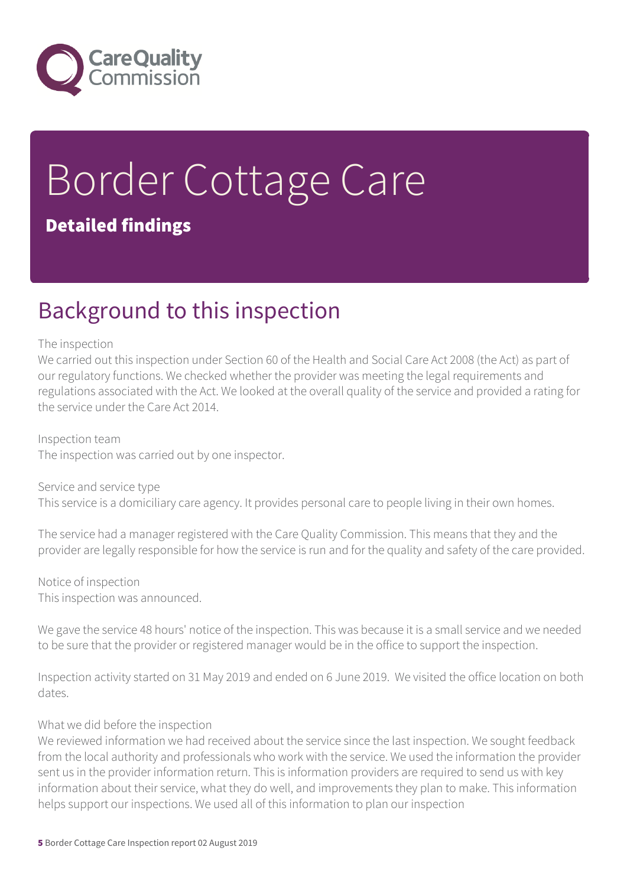# Border Cottage Care

## Detailed findings

## Background to this inspection

The inspection

We carried out this inspection under Section 60 of the Health and Social Care Act 2008 (the Act) as part of our regulatory functions. We checked whether the provider was meeting the legal requirements and regulations associated with the Act. We looked at the overall quality of the service and provided a rating for the service under the Care Act 2014.

Inspection team

The inspection was carried out by one inspector.

Service and service type

This service is a domiciliary care agency. It provides personal care to people living in their own homes.

The service had a manager registered with the Care Quality Commission. This means that they and the provider are legally responsible for how the service is run and for the quality and safety of the care provided.

Notice of inspection

This inspection was announced.

We gave the service 48 hours' notice of the inspection. This was because it is a small service and we needed to be sure that the provider or registered manager would be in the office to support the inspection.

Inspection activity started on 31 May 2019 and ended on 6 June 2019. We visited the office location on both dates.

What we did before the inspection

We reviewed information we had received about the service since the last inspection. We sought feedback from the local authority and professionals who work with the service. We used the information the provider sent us in the provider information return. This is information providers are required to send us with key information about their service, what they do well, and improvements they plan to make. This information helps support our inspections. We used all of this information to plan our inspection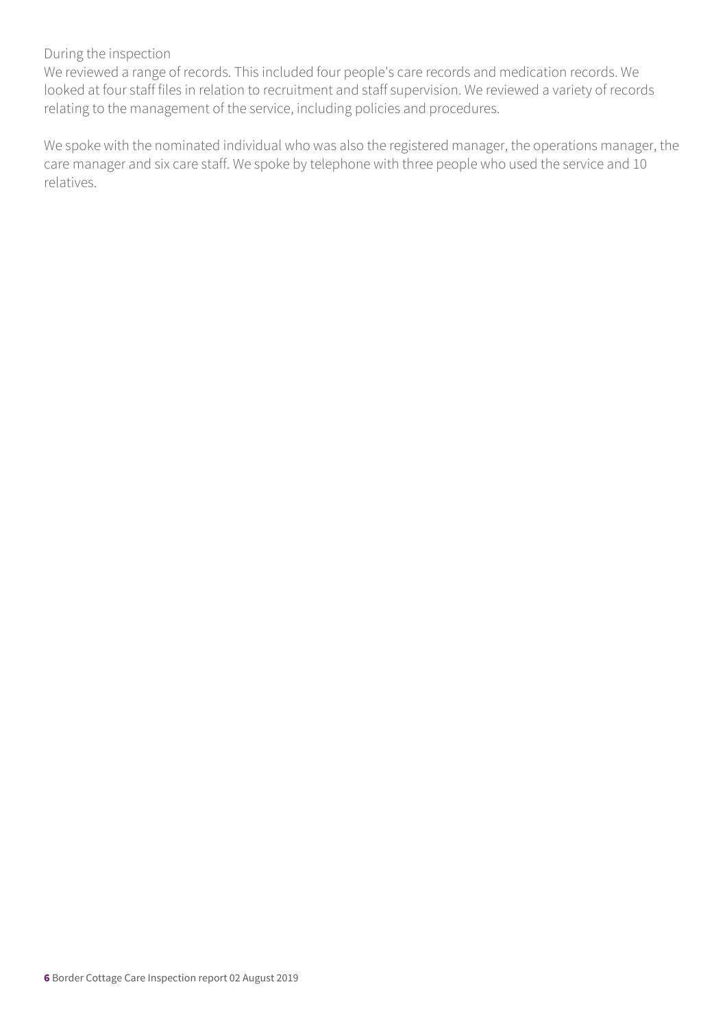During the inspection

We reviewed a range of records. This included four people's care records and medication records. We looked at four staff files in relation to recruitment and staff supervision. We reviewed a variety of records relating to the management of the service, including policies and procedures.

We spoke with the nominated individual who was also the registered manager, the operations manager, the care manager and six care staff. We spoke by telephone with three people who used the service and 10 relatives.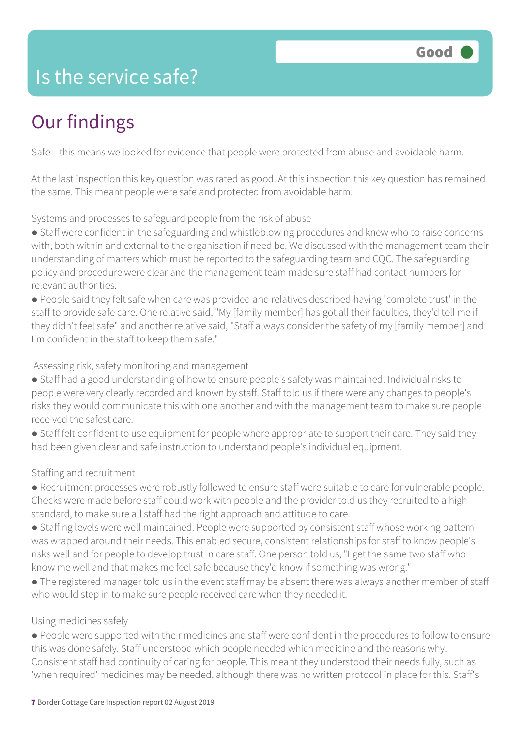# Is the service safe?

**Good**

## Our findings

Safe – this means we looked for evidence that people were protected from abuse and avoidable harm.

At the last inspection this key question was rated as good. At this inspection this key question has remained the same. This meant people were safe and protected from avoidable harm.

Systems and processes to safeguard people from the risk of abuse

- Staff were confident in the safeguarding and whistleblowing procedures and knew who to raise concerns with, both within and external to the organisation if need be. We discussed with the management team their understanding of matters which must be reported to the safeguarding team and CQC. The safeguarding policy and procedure were clear and the management team made sure staff had contact numbers for relevant authorities.
- People said they felt safe when care was provided and relatives described having 'complete trust' in the staff to provide safe care. One relative said, "My [family member] has got all their faculties, they'd tell me if they didn't feel safe" and another relative said, "Staff always consider the safety of my [family member] and I'm confident in the staff to keep them safe."

Assessing risk, safety monitoring and management

- Staff had a good understanding of how to ensure people's safety was maintained. Individual risks to people were very clearly recorded and known by staff. Staff told us if there were any changes to people's risks they would communicate this with one another and with the management team to make sure people received the safest care.
- Staff felt confident to use equipment for people where appropriate to support their care. They said they had been given clear and safe instruction to understand people's individual equipment.

Staffing and recruitment

- Recruitment processes were robustly followed to ensure staff were suitable to care for vulnerable people. Checks were made before staff could work with people and the provider told us they recruited to a high standard, to make sure all staff had the right approach and attitude to care.
- Staffing levels were well maintained. People were supported by consistent staff whose working pattern was wrapped around their needs. This enabled secure, consistent relationships for staff to know people's risks well and for people to develop trust in care staff. One person told us, "I get the same two staff who know me well and that makes me feel safe because they'd know if something was wrong."
- The registered manager told us in the event staff may be absent there was always another member of staff who would step in to make sure people received care when they needed it.

Using medicines safely

- People were supported with their medicines and staff were confident in the procedures to follow to ensure this was done safely. Staff understood which people needed which medicine and the reasons why. Consistent staff had continuity of caring for people. This meant they understood their needs fully, such as 'when required' medicines may be needed, although there was no written protocol in place for this. Staff's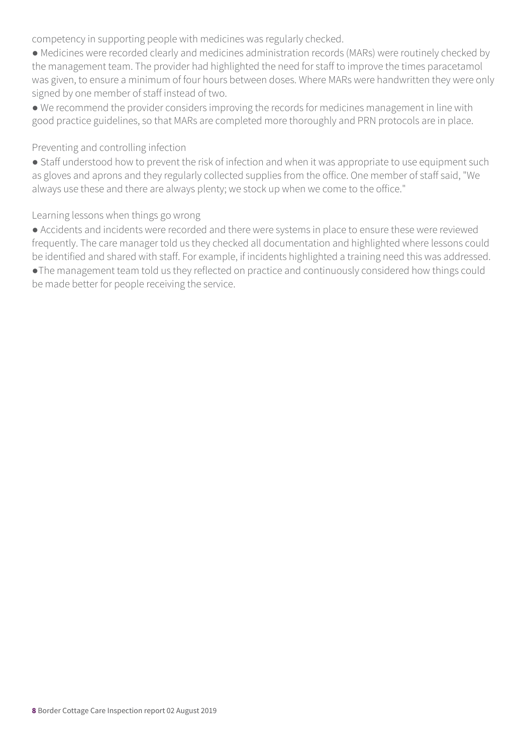competency in supporting people with medicines was regularly checked.

- Medicines were recorded clearly and medicines administration records (MARs) were routinely checked by the management team. The provider had highlighted the need for staff to improve the times paracetamol was given, to ensure a minimum of four hours between doses. Where MARs were handwritten they were only signed by one member of staff instead of two.
- We recommend the provider considers improving the records for medicines management in line with good practice guidelines, so that MARs are completed more thoroughly and PRN protocols are in place.

Preventing and controlling infection

- Staff understood how to prevent the risk of infection and when it was appropriate to use equipment such as gloves and aprons and they regularly collected supplies from the office. One member of staff said, "We always use these and there are always plenty; we stock up when we come to the office."

Learning lessons when things go wrong

- Accidents and incidents were recorded and there were systems in place to ensure these were reviewed frequently. The care manager told us they checked all documentation and highlighted where lessons could be identified and shared with staff. For example, if incidents highlighted a training need this was addressed.
- The management team told us they reflected on practice and continuously considered how things could be made better for people receiving the service.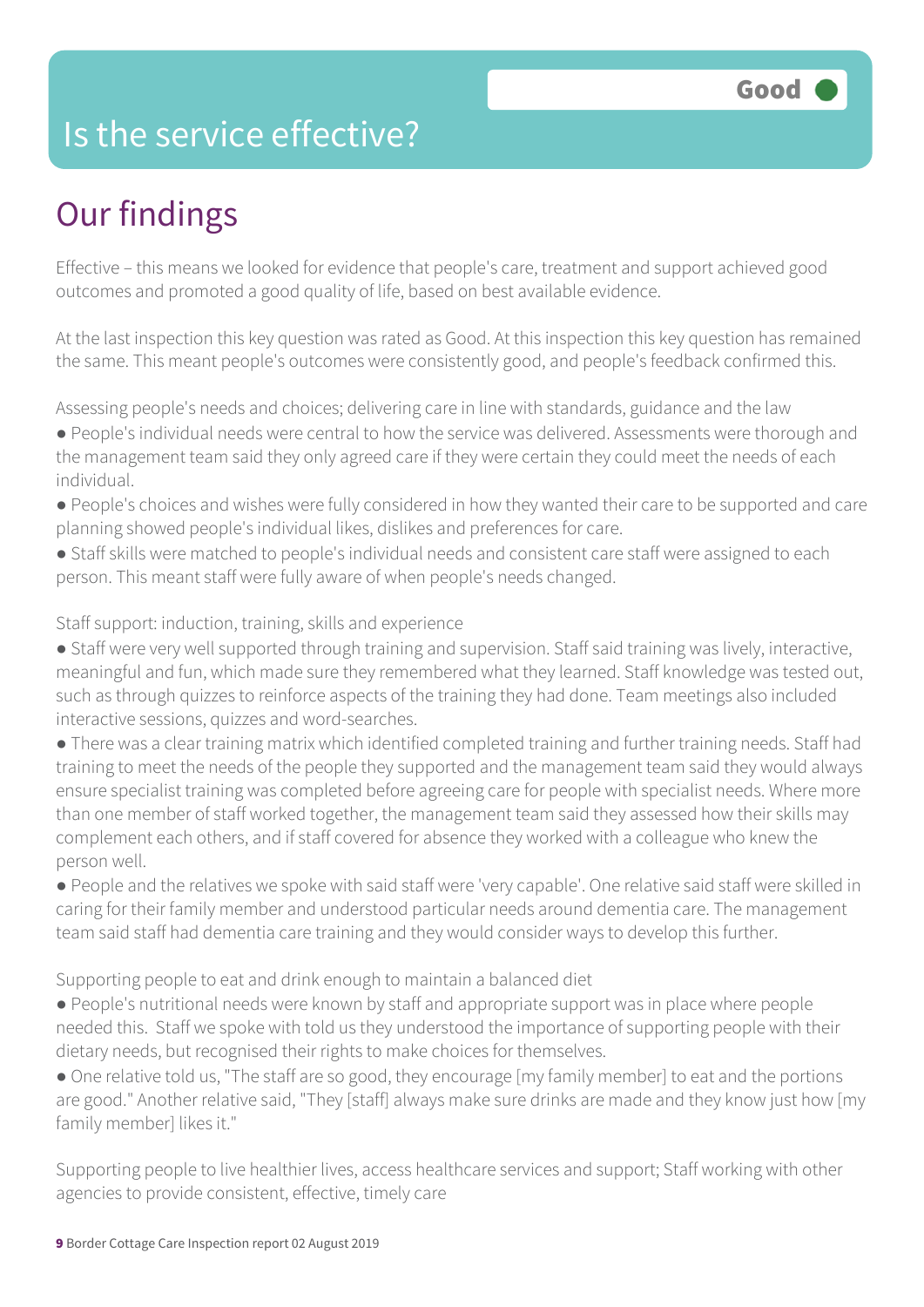# Is the service effective?

Good

## Our findings

Effective – this means we looked for evidence that people's care, treatment and support achieved good outcomes and promoted a good quality of life, based on best available evidence.

At the last inspection this key question was rated as Good. At this inspection this key question has remained the same. This meant people's outcomes were consistently good, and people's feedback confirmed this.

Assessing people's needs and choices; delivering care in line with standards, guidance and the law

- People's individual needs were central to how the service was delivered. Assessments were thorough and the management team said they only agreed care if they were certain they could meet the needs of each individual.
- People's choices and wishes were fully considered in how they wanted their care to be supported and care planning showed people's individual likes, dislikes and preferences for care.
- Staff skills were matched to people's individual needs and consistent care staff were assigned to each person. This meant staff were fully aware of when people's needs changed.

Staff support: induction, training, skills and experience

- Staff were very well supported through training and supervision. Staff said training was lively, interactive, meaningful and fun, which made sure they remembered what they learned. Staff knowledge was tested out, such as through quizzes to reinforce aspects of the training they had done. Team meetings also included interactive sessions, quizzes and word-searches.
- There was a clear training matrix which identified completed training and further training needs. Staff had training to meet the needs of the people they supported and the management team said they would always ensure specialist training was completed before agreeing care for people with specialist needs. Where more than one member of staff worked together, the management team said they assessed how their skills may complement each others, and if staff covered for absence they worked with a colleague who knew the person well.
- People and the relatives we spoke with said staff were 'very capable'. One relative said staff were skilled in caring for their family member and understood particular needs around dementia care. The management team said staff had dementia care training and they would consider ways to develop this further.

Supporting people to eat and drink enough to maintain a balanced diet

- People's nutritional needs were known by staff and appropriate support was in place where people needed this. Staff we spoke with told us they understood the importance of supporting people with their dietary needs, but recognised their rights to make choices for themselves.
- One relative told us, "The staff are so good, they encourage [my family member] to eat and the portions are good." Another relative said, "They [staff] always make sure drinks are made and they know just how [my family member] likes it."

Supporting people to live healthier lives, access healthcare services and support; Staff working with other agencies to provide consistent, effective, timely care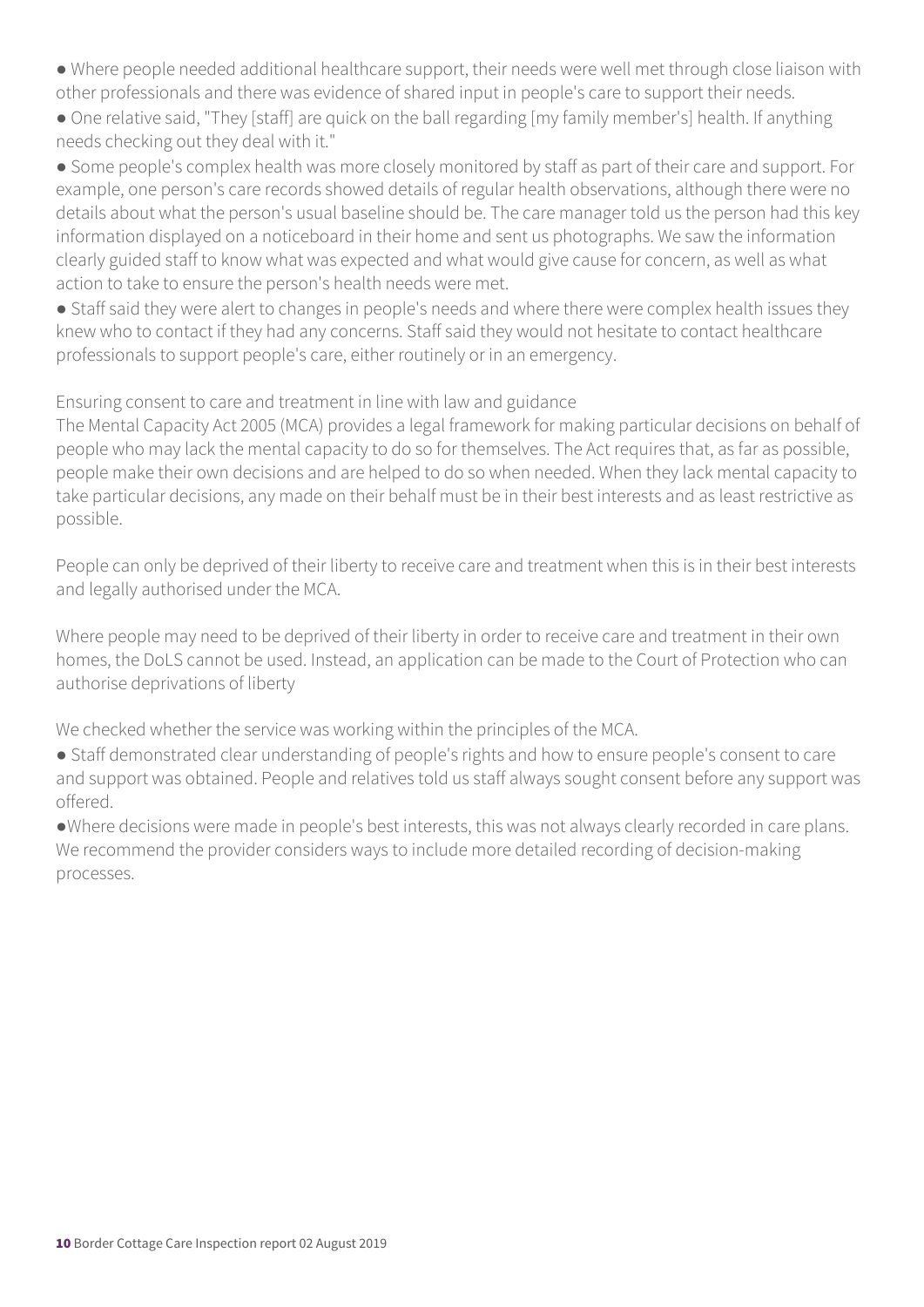- Where people needed additional healthcare support, their needs were well met through close liaison with other professionals and there was evidence of shared input in people's care to support their needs.
- One relative said, "They [staff] are quick on the ball regarding [my family member's] health. If anything needs checking out they deal with it."
- Some people's complex health was more closely monitored by staff as part of their care and support. For example, one person's care records showed details of regular health observations, although there were no details about what the person's usual baseline should be. The care manager told us the person had this key information displayed on a noticeboard in their home and sent us photographs. We saw the information clearly guided staff to know what was expected and what would give cause for concern, as well as what action to take to ensure the person's health needs were met.
- Staff said they were alert to changes in people's needs and where there were complex health issues they knew who to contact if they had any concerns. Staff said they would not hesitate to contact healthcare professionals to support people's care, either routinely or in an emergency.

Ensuring consent to care and treatment in line with law and guidance

The Mental Capacity Act 2005 (MCA) provides a legal framework for making particular decisions on behalf of people who may lack the mental capacity to do so for themselves. The Act requires that, as far as possible, people make their own decisions and are helped to do so when needed. When they lack mental capacity to take particular decisions, any made on their behalf must be in their best interests and as least restrictive as possible.

People can only be deprived of their liberty to receive care and treatment when this is in their best interests and legally authorised under the MCA.

Where people may need to be deprived of their liberty in order to receive care and treatment in their own homes, the DoLS cannot be used. Instead, an application can be made to the Court of Protection who can authorise deprivations of liberty

We checked whether the service was working within the principles of the MCA.

- Staff demonstrated clear understanding of people's rights and how to ensure people's consent to care and support was obtained. People and relatives told us staff always sought consent before any support was offered.
- Where decisions were made in people's best interests, this was not always clearly recorded in care plans. We recommend the provider considers ways to include more detailed recording of decision-making processes.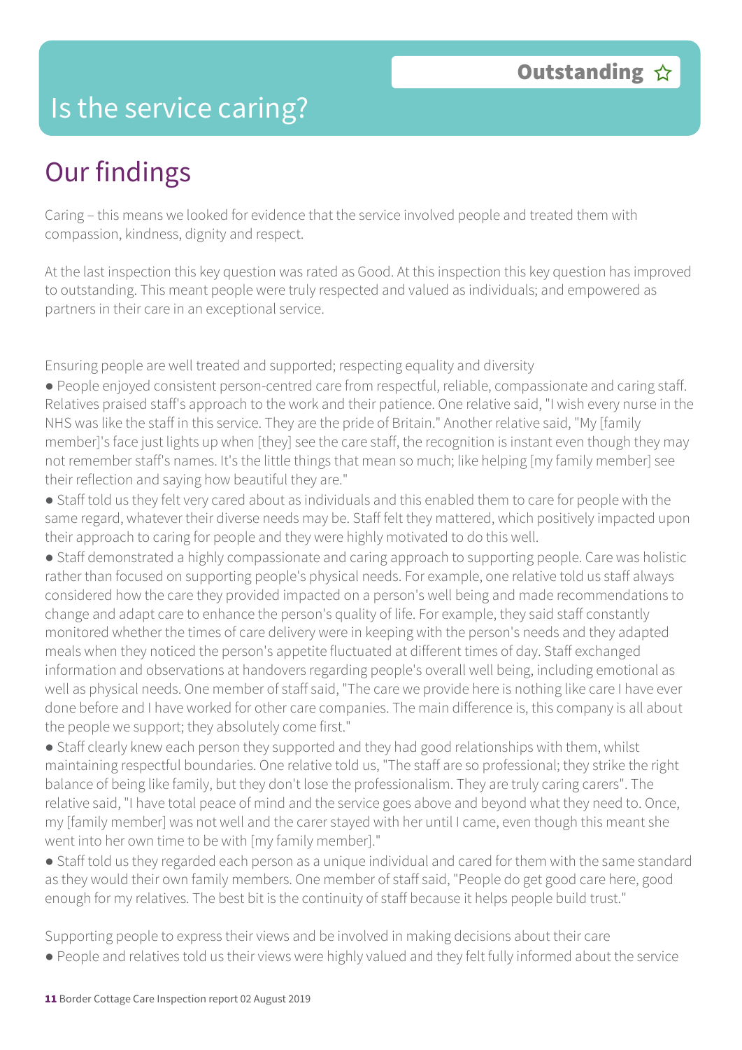# Is the service caring?

**Outstanding** ☆

## Our findings

Caring – this means we looked for evidence that the service involved people and treated them with compassion, kindness, dignity and respect.

At the last inspection this key question was rated as Good. At this inspection this key question has improved to outstanding. This meant people were truly respected and valued as individuals; and empowered as partners in their care in an exceptional service.

Ensuring people are well treated and supported; respecting equality and diversity

- People enjoyed consistent person-centred care from respectful, reliable, compassionate and caring staff. Relatives praised staff's approach to the work and their patience. One relative said, "I wish every nurse in the NHS was like the staff in this service. They are the pride of Britain." Another relative said, "My [family member]'s face just lights up when [they] see the care staff, the recognition is instant even though they may not remember staff's names. It's the little things that mean so much; like helping [my family member] see their reflection and saying how beautiful they are."
- Staff told us they felt very cared about as individuals and this enabled them to care for people with the same regard, whatever their diverse needs may be. Staff felt they mattered, which positively impacted upon their approach to caring for people and they were highly motivated to do this well.
- Staff demonstrated a highly compassionate and caring approach to supporting people. Care was holistic rather than focused on supporting people's physical needs. For example, one relative told us staff always considered how the care they provided impacted on a person's well being and made recommendations to change and adapt care to enhance the person's quality of life. For example, they said staff constantly monitored whether the times of care delivery were in keeping with the person's needs and they adapted meals when they noticed the person's appetite fluctuated at different times of day. Staff exchanged information and observations at handovers regarding people's overall well being, including emotional as well as physical needs. One member of staff said, "The care we provide here is nothing like care I have ever done before and I have worked for other care companies. The main difference is, this company is all about the people we support; they absolutely come first."
- Staff clearly knew each person they supported and they had good relationships with them, whilst maintaining respectful boundaries. One relative told us, "The staff are so professional; they strike the right balance of being like family, but they don't lose the professionalism. They are truly caring carers". The relative said, "I have total peace of mind and the service goes above and beyond what they need to. Once, my [family member] was not well and the carer stayed with her until I came, even though this meant she went into her own time to be with [my family member]."
- Staff told us they regarded each person as a unique individual and cared for them with the same standard as they would their own family members. One member of staff said, "People do get good care here, good enough for my relatives. The best bit is the continuity of staff because it helps people build trust."

Supporting people to express their views and be involved in making decisions about their care

- People and relatives told us their views were highly valued and they felt fully informed about the service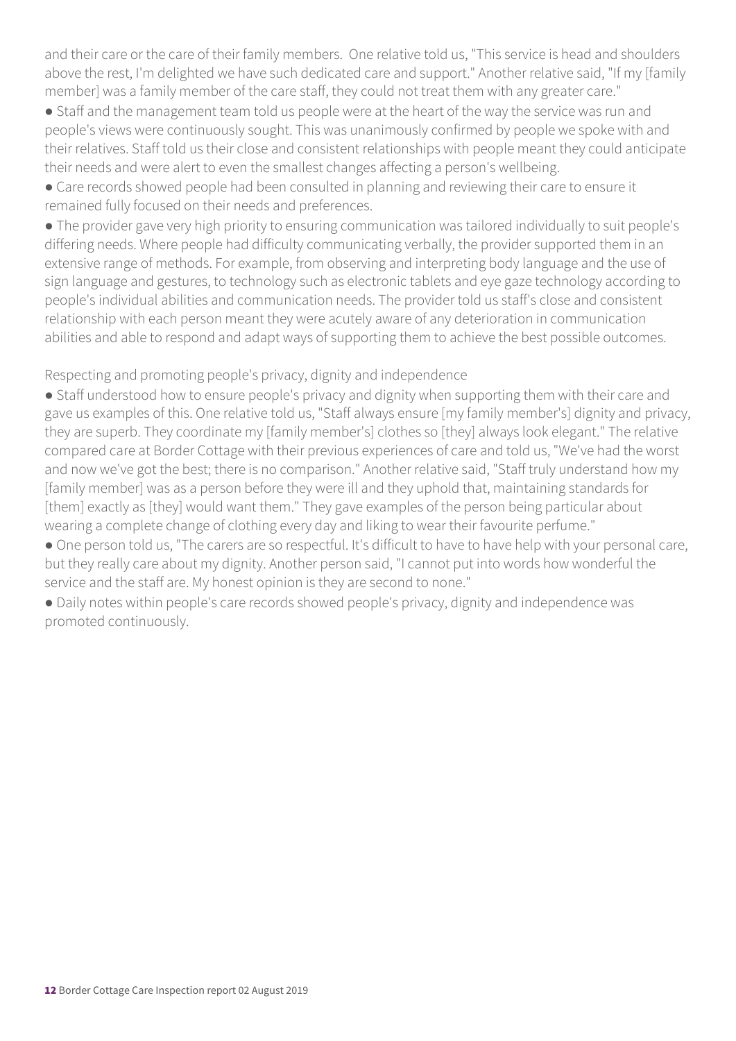and their care or the care of their family members. One relative told us, "This service is head and shoulders above the rest, I'm delighted we have such dedicated care and support." Another relative said, "If my [family member] was a family member of the care staff, they could not treat them with any greater care."

- Staff and the management team told us people were at the heart of the way the service was run and people's views were continuously sought. This was unanimously confirmed by people we spoke with and their relatives. Staff told us their close and consistent relationships with people meant they could anticipate their needs and were alert to even the smallest changes affecting a person's wellbeing.
- Care records showed people had been consulted in planning and reviewing their care to ensure it remained fully focused on their needs and preferences.
- The provider gave very high priority to ensuring communication was tailored individually to suit people's differing needs. Where people had difficulty communicating verbally, the provider supported them in an extensive range of methods. For example, from observing and interpreting body language and the use of sign language and gestures, to technology such as electronic tablets and eye gaze technology according to people's individual abilities and communication needs. The provider told us staff's close and consistent relationship with each person meant they were acutely aware of any deterioration in communication abilities and able to respond and adapt ways of supporting them to achieve the best possible outcomes.

Respecting and promoting people's privacy, dignity and independence

- Staff understood how to ensure people's privacy and dignity when supporting them with their care and gave us examples of this. One relative told us, "Staff always ensure [my family member's] dignity and privacy, they are superb. They coordinate my [family member's] clothes so [they] always look elegant." The relative compared care at Border Cottage with their previous experiences of care and told us, "We've had the worst and now we've got the best; there is no comparison." Another relative said, "Staff truly understand how my [family member] was as a person before they were ill and they uphold that, maintaining standards for [them] exactly as [they] would want them." They gave examples of the person being particular about wearing a complete change of clothing every day and liking to wear their favourite perfume."
- One person told us, "The carers are so respectful. It's difficult to have to have help with your personal care, but they really care about my dignity. Another person said, "I cannot put into words how wonderful the service and the staff are. My honest opinion is they are second to none."
- Daily notes within people's care records showed people's privacy, dignity and independence was promoted continuously.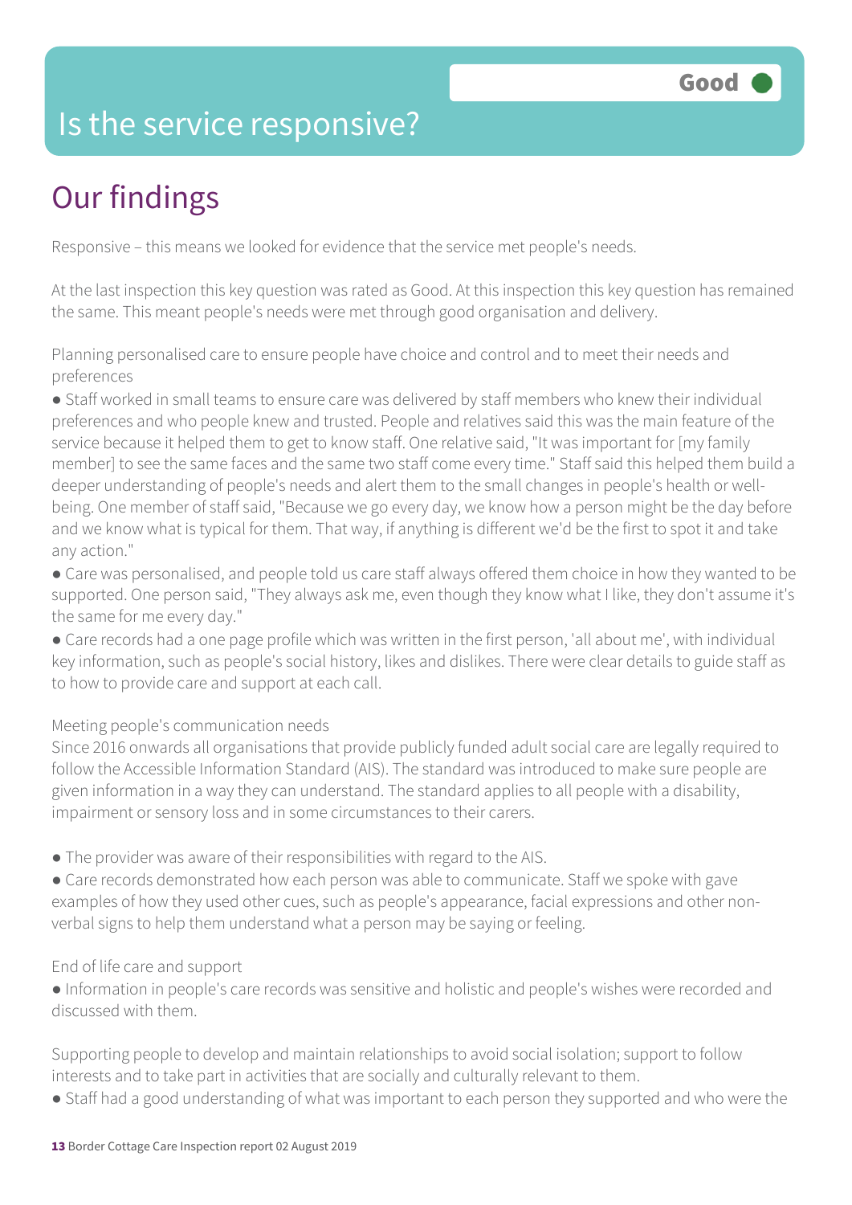Good

# Is the service responsive?

## Our findings

Responsive – this means we looked for evidence that the service met people's needs.

At the last inspection this key question was rated as Good. At this inspection this key question has remained the same. This meant people's needs were met through good organisation and delivery.

Planning personalised care to ensure people have choice and control and to meet their needs and preferences

- Staff worked in small teams to ensure care was delivered by staff members who knew their individual preferences and who people knew and trusted. People and relatives said this was the main feature of the service because it helped them to get to know staff. One relative said, "It was important for [my family member] to see the same faces and the same two staff come every time." Staff said this helped them build a deeper understanding of people's needs and alert them to the small changes in people's health or well-being. One member of staff said, "Because we go every day, we know how a person might be the day before and we know what is typical for them. That way, if anything is different we'd be the first to spot it and take any action."
- Care was personalised, and people told us care staff always offered them choice in how they wanted to be supported. One person said, "They always ask me, even though they know what I like, they don't assume it's the same for me every day."
- Care records had a one page profile which was written in the first person, 'all about me', with individual key information, such as people's social history, likes and dislikes. There were clear details to guide staff as to how to provide care and support at each call.

Meeting people's communication needs

Since 2016 onwards all organisations that provide publicly funded adult social care are legally required to follow the Accessible Information Standard (AIS). The standard was introduced to make sure people are given information in a way they can understand. The standard applies to all people with a disability, impairment or sensory loss and in some circumstances to their carers.

- The provider was aware of their responsibilities with regard to the AIS.
- Care records demonstrated how each person was able to communicate. Staff we spoke with gave examples of how they used other cues, such as people's appearance, facial expressions and other non-verbal signs to help them understand what a person may be saying or feeling.

End of life care and support

- Information in people's care records was sensitive and holistic and people's wishes were recorded and discussed with them.

Supporting people to develop and maintain relationships to avoid social isolation; support to follow interests and to take part in activities that are socially and culturally relevant to them.

- Staff had a good understanding of what was important to each person they supported and who were the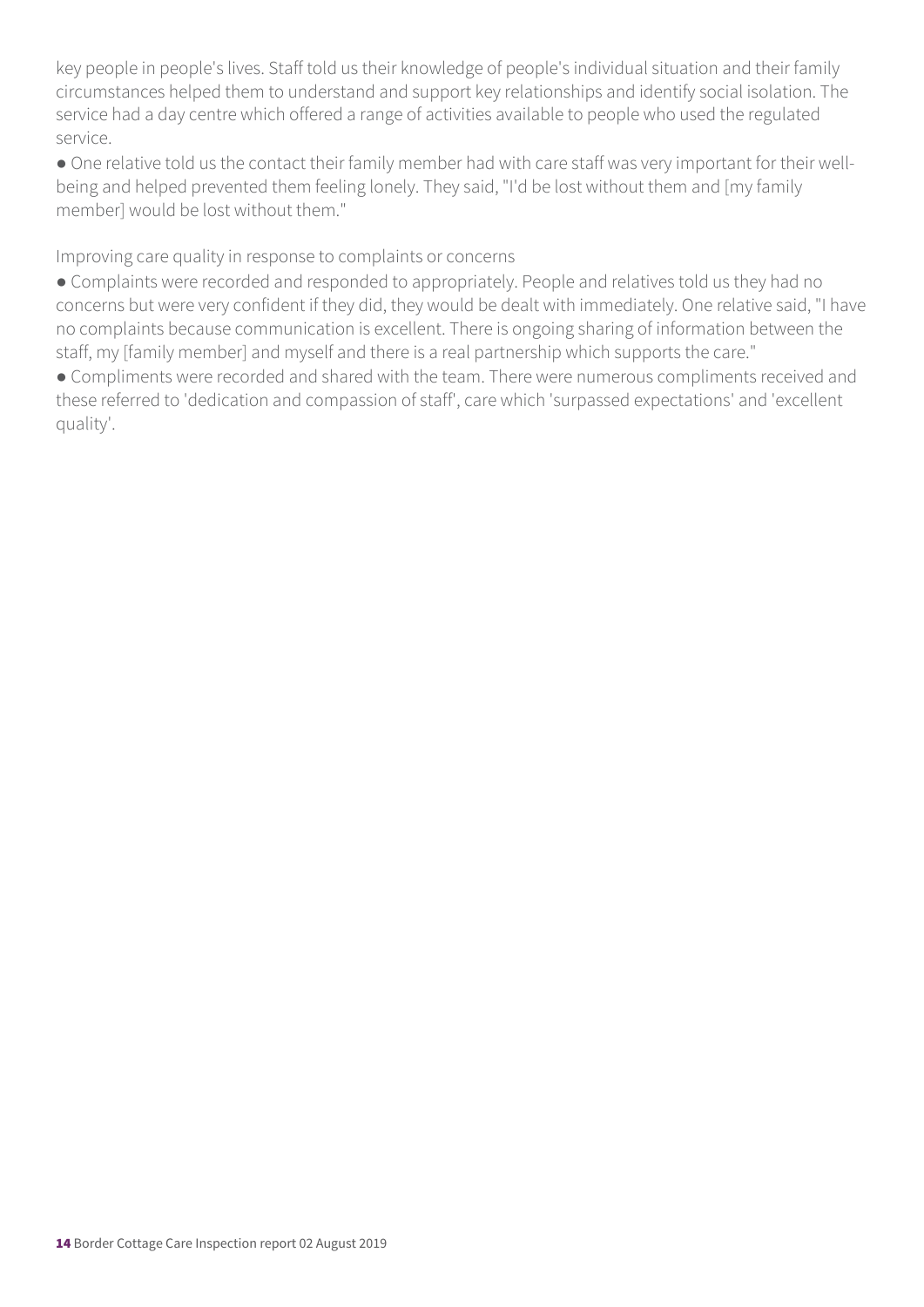key people in people's lives. Staff told us their knowledge of people's individual situation and their family circumstances helped them to understand and support key relationships and identify social isolation. The service had a day centre which offered a range of activities available to people who used the regulated service.

- One relative told us the contact their family member had with care staff was very important for their well-being and helped prevented them feeling lonely. They said, "I'd be lost without them and [my family member] would be lost without them."

Improving care quality in response to complaints or concerns

- Complaints were recorded and responded to appropriately. People and relatives told us they had no concerns but were very confident if they did, they would be dealt with immediately. One relative said, "I have no complaints because communication is excellent. There is ongoing sharing of information between the staff, my [family member] and myself and there is a real partnership which supports the care."
- Compliments were recorded and shared with the team. There were numerous compliments received and these referred to 'dedication and compassion of staff', care which 'surpassed expectations' and 'excellent quality'.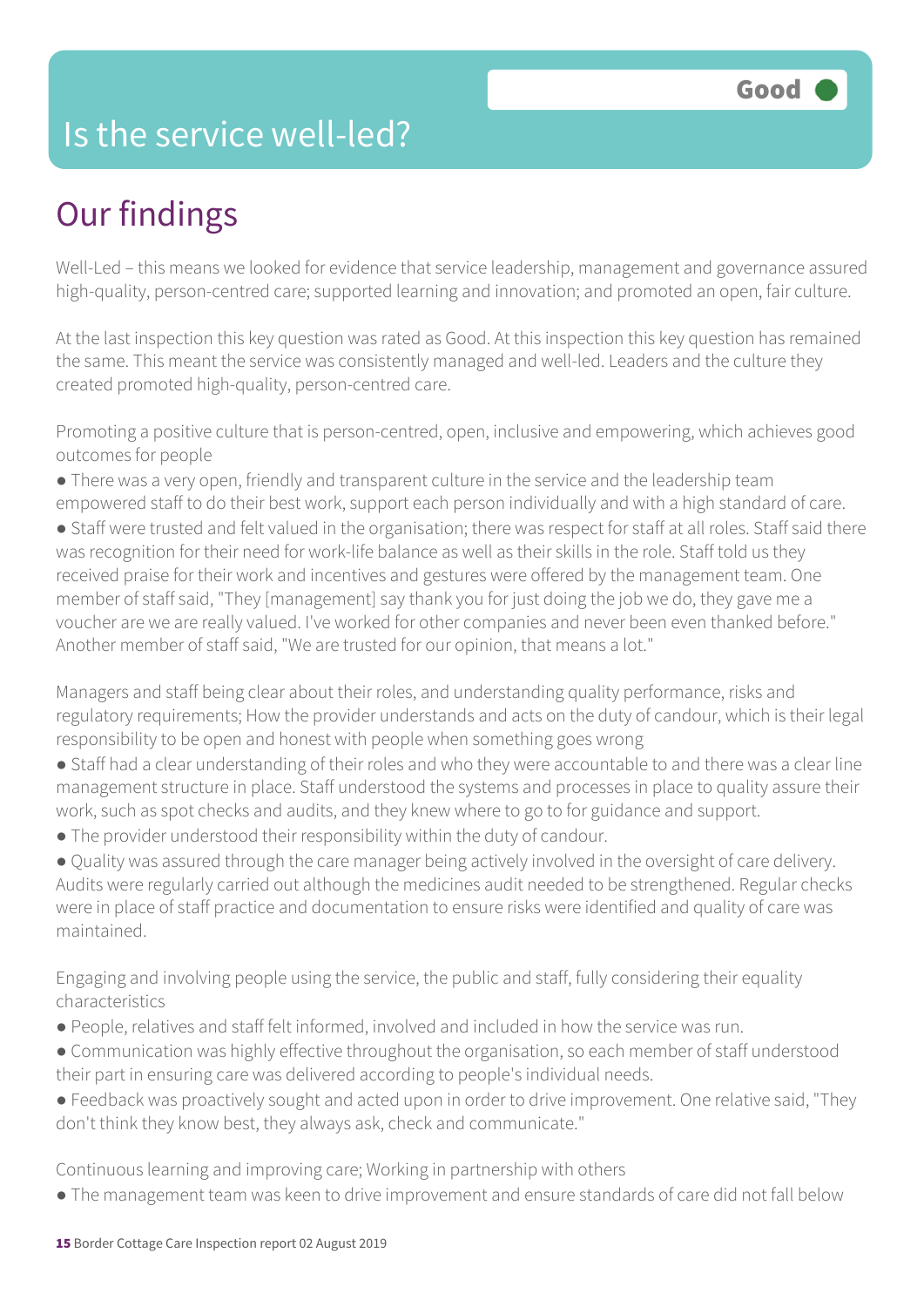# Is the service well-led?

**Good**

## Our findings

Well-Led – this means we looked for evidence that service leadership, management and governance assured high-quality, person-centred care; supported learning and innovation; and promoted an open, fair culture.

At the last inspection this key question was rated as Good. At this inspection this key question has remained the same. This meant the service was consistently managed and well-led. Leaders and the culture they created promoted high-quality, person-centred care.

Promoting a positive culture that is person-centred, open, inclusive and empowering, which achieves good outcomes for people

- There was a very open, friendly and transparent culture in the service and the leadership team empowered staff to do their best work, support each person individually and with a high standard of care.
- Staff were trusted and felt valued in the organisation; there was respect for staff at all roles. Staff said there was recognition for their need for work-life balance as well as their skills in the role. Staff told us they received praise for their work and incentives and gestures were offered by the management team. One member of staff said, "They [management] say thank you for just doing the job we do, they gave me a voucher are we are really valued. I've worked for other companies and never been even thanked before." Another member of staff said, "We are trusted for our opinion, that means a lot."

Managers and staff being clear about their roles, and understanding quality performance, risks and regulatory requirements; How the provider understands and acts on the duty of candour, which is their legal responsibility to be open and honest with people when something goes wrong

- Staff had a clear understanding of their roles and who they were accountable to and there was a clear line management structure in place. Staff understood the systems and processes in place to quality assure their work, such as spot checks and audits, and they knew where to go to for guidance and support.
- The provider understood their responsibility within the duty of candour.
- Quality was assured through the care manager being actively involved in the oversight of care delivery. Audits were regularly carried out although the medicines audit needed to be strengthened. Regular checks were in place of staff practice and documentation to ensure risks were identified and quality of care was maintained.

Engaging and involving people using the service, the public and staff, fully considering their equality characteristics

- People, relatives and staff felt informed, involved and included in how the service was run.
- Communication was highly effective throughout the organisation, so each member of staff understood their part in ensuring care was delivered according to people's individual needs.
- Feedback was proactively sought and acted upon in order to drive improvement. One relative said, "They don't think they know best, they always ask, check and communicate."

Continuous learning and improving care; Working in partnership with others

- The management team was keen to drive improvement and ensure standards of care did not fall below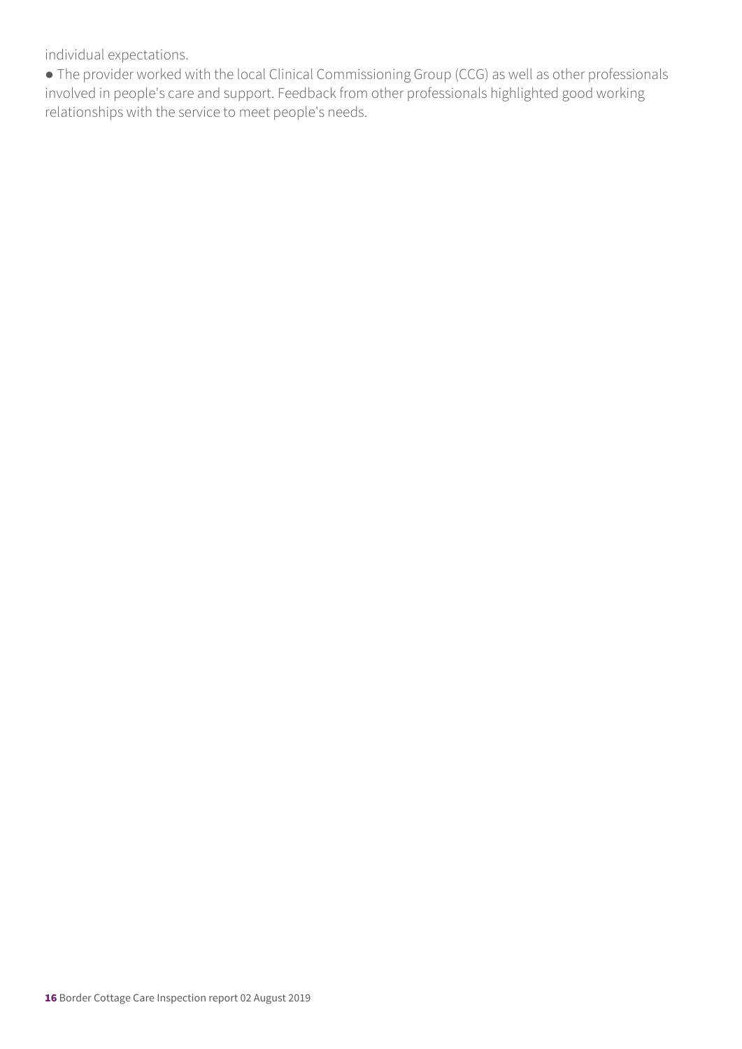individual expectations.

● The provider worked with the local Clinical Commissioning Group (CCG) as well as other professionals involved in people's care and support. Feedback from other professionals highlighted good working relationships with the service to meet people's needs.